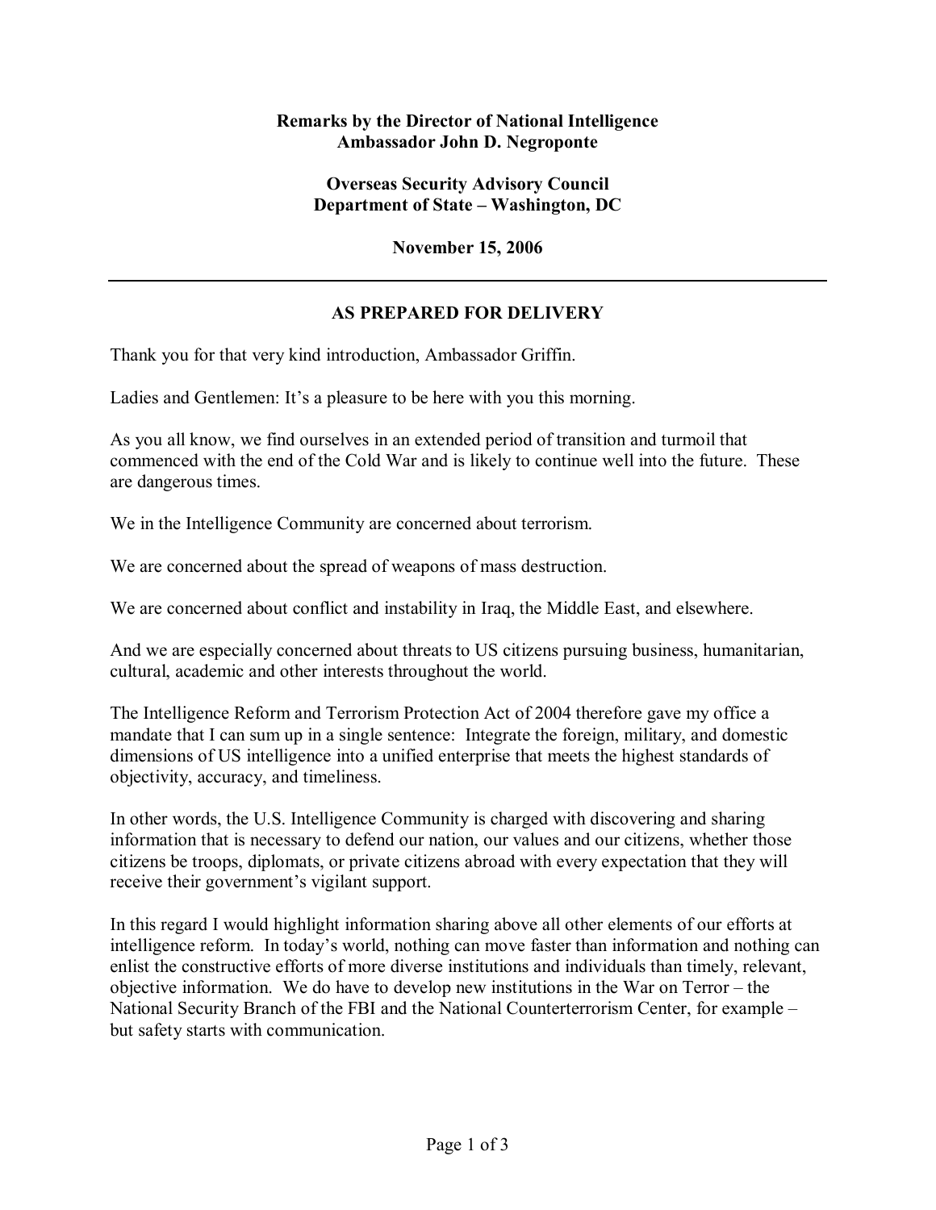**Remarks by the Director of National Intelligence**
**Ambassador John D. Negroponte**

**Overseas Security Advisory Council**
**Department of State – Washington, DC**

**November 15, 2006**

---

**AS PREPARED FOR DELIVERY**

Thank you for that very kind introduction, Ambassador Griffin.

Ladies and Gentlemen: It's a pleasure to be here with you this morning.

As you all know, we find ourselves in an extended period of transition and turmoil that commenced with the end of the Cold War and is likely to continue well into the future. These are dangerous times.

We in the Intelligence Community are concerned about terrorism.

We are concerned about the spread of weapons of mass destruction.

We are concerned about conflict and instability in Iraq, the Middle East, and elsewhere.

And we are especially concerned about threats to US citizens pursuing business, humanitarian, cultural, academic and other interests throughout the world.

The Intelligence Reform and Terrorism Protection Act of 2004 therefore gave my office a mandate that I can sum up in a single sentence: Integrate the foreign, military, and domestic dimensions of US intelligence into a unified enterprise that meets the highest standards of objectivity, accuracy, and timeliness.

In other words, the U.S. Intelligence Community is charged with discovering and sharing information that is necessary to defend our nation, our values and our citizens, whether those citizens be troops, diplomats, or private citizens abroad with every expectation that they will receive their government's vigilant support.

In this regard I would highlight information sharing above all other elements of our efforts at intelligence reform. In today's world, nothing can move faster than information and nothing can enlist the constructive efforts of more diverse institutions and individuals than timely, relevant, objective information. We do have to develop new institutions in the War on Terror – the National Security Branch of the FBI and the National Counterterrorism Center, for example – but safety starts with communication.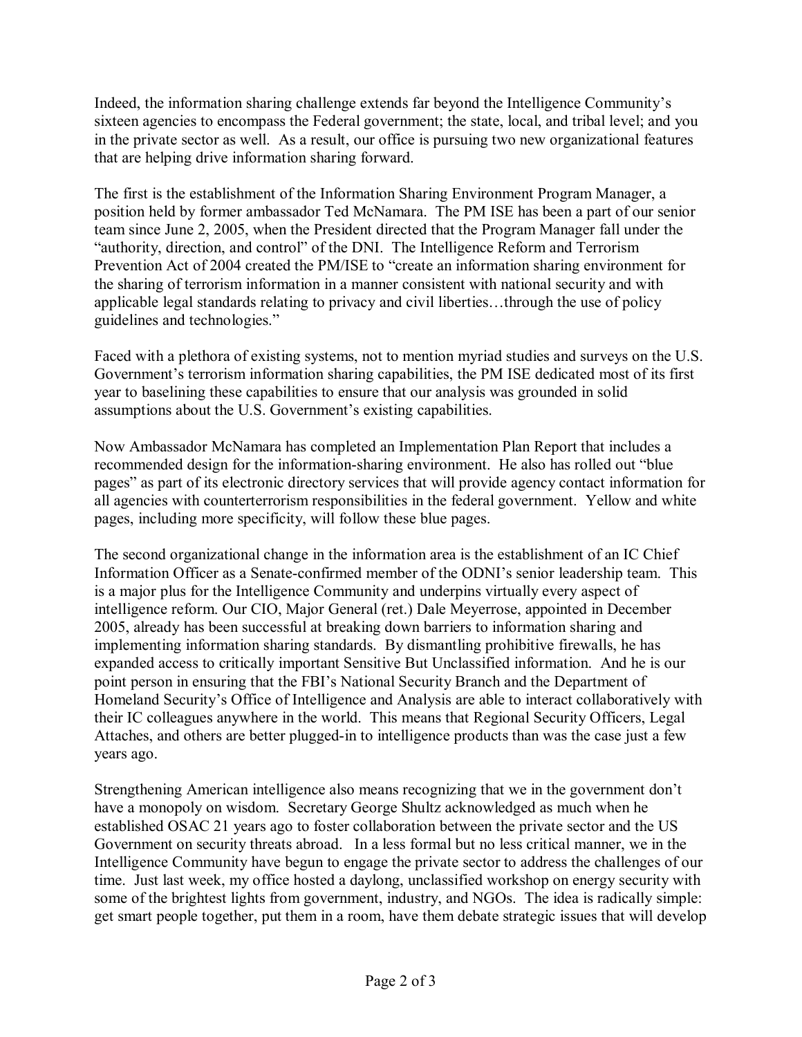Indeed, the information sharing challenge extends far beyond the Intelligence Community's sixteen agencies to encompass the Federal government; the state, local, and tribal level; and you in the private sector as well. As a result, our office is pursuing two new organizational features that are helping drive information sharing forward.

The first is the establishment of the Information Sharing Environment Program Manager, a position held by former ambassador Ted McNamara. The PM ISE has been a part of our senior team since June 2, 2005, when the President directed that the Program Manager fall under the "authority, direction, and control" of the DNI. The Intelligence Reform and Terrorism Prevention Act of 2004 created the PM/ISE to "create an information sharing environment for the sharing of terrorism information in a manner consistent with national security and with applicable legal standards relating to privacy and civil liberties…through the use of policy guidelines and technologies."

Faced with a plethora of existing systems, not to mention myriad studies and surveys on the U.S. Government's terrorism information sharing capabilities, the PM ISE dedicated most of its first year to baselining these capabilities to ensure that our analysis was grounded in solid assumptions about the U.S. Government's existing capabilities.

Now Ambassador McNamara has completed an Implementation Plan Report that includes a recommended design for the information-sharing environment. He also has rolled out "blue pages" as part of its electronic directory services that will provide agency contact information for all agencies with counterterrorism responsibilities in the federal government. Yellow and white pages, including more specificity, will follow these blue pages.

The second organizational change in the information area is the establishment of an IC Chief Information Officer as a Senate-confirmed member of the ODNI's senior leadership team. This is a major plus for the Intelligence Community and underpins virtually every aspect of intelligence reform. Our CIO, Major General (ret.) Dale Meyerrose, appointed in December 2005, already has been successful at breaking down barriers to information sharing and implementing information sharing standards. By dismantling prohibitive firewalls, he has expanded access to critically important Sensitive But Unclassified information. And he is our point person in ensuring that the FBI's National Security Branch and the Department of Homeland Security's Office of Intelligence and Analysis are able to interact collaboratively with their IC colleagues anywhere in the world. This means that Regional Security Officers, Legal Attaches, and others are better plugged-in to intelligence products than was the case just a few years ago.

Strengthening American intelligence also means recognizing that we in the government don't have a monopoly on wisdom. Secretary George Shultz acknowledged as much when he established OSAC 21 years ago to foster collaboration between the private sector and the US Government on security threats abroad. In a less formal but no less critical manner, we in the Intelligence Community have begun to engage the private sector to address the challenges of our time. Just last week, my office hosted a daylong, unclassified workshop on energy security with some of the brightest lights from government, industry, and NGOs. The idea is radically simple: get smart people together, put them in a room, have them debate strategic issues that will develop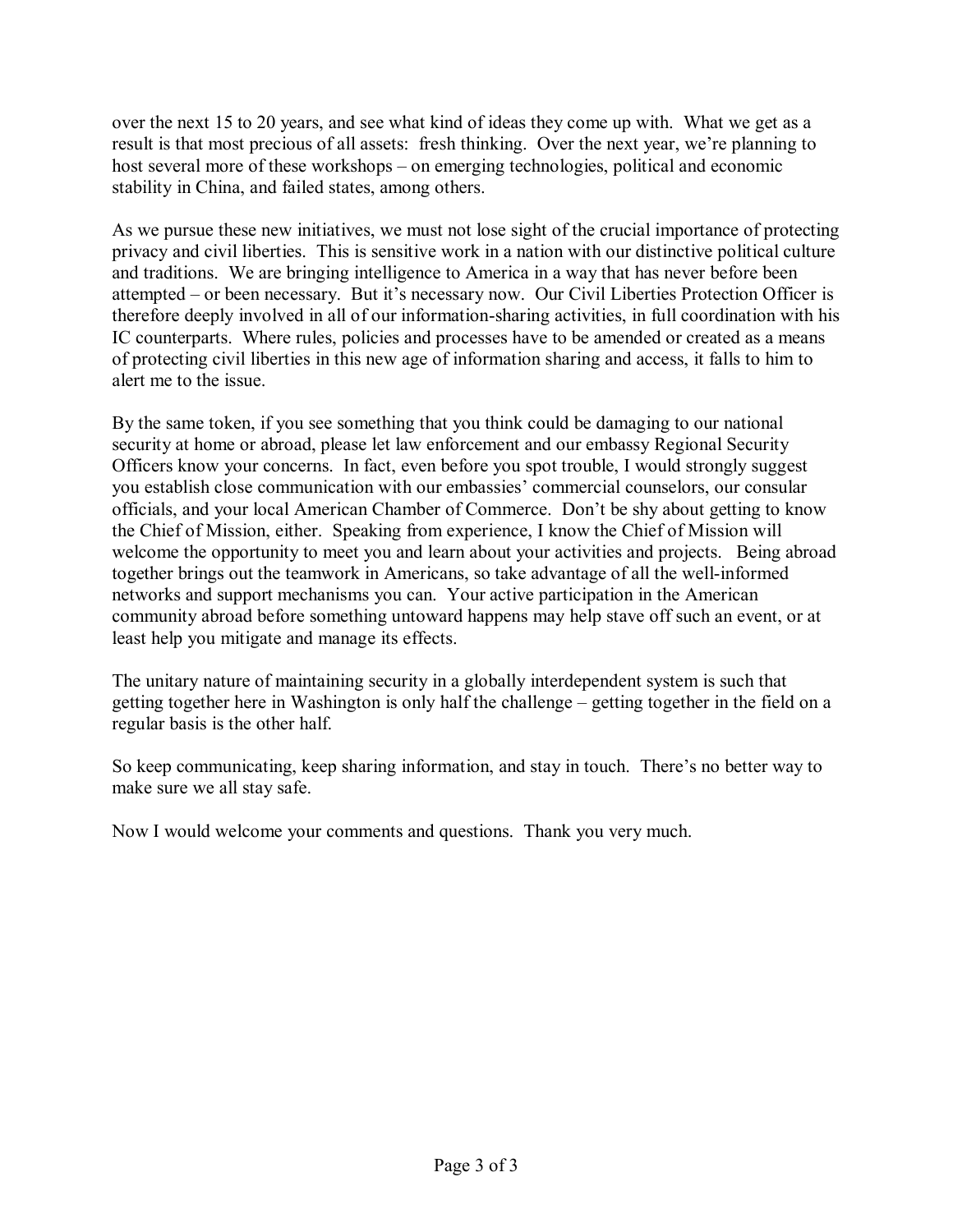over the next 15 to 20 years, and see what kind of ideas they come up with. What we get as a result is that most precious of all assets: fresh thinking. Over the next year, we're planning to host several more of these workshops – on emerging technologies, political and economic stability in China, and failed states, among others.

As we pursue these new initiatives, we must not lose sight of the crucial importance of protecting privacy and civil liberties. This is sensitive work in a nation with our distinctive political culture and traditions. We are bringing intelligence to America in a way that has never before been attempted – or been necessary. But it's necessary now. Our Civil Liberties Protection Officer is therefore deeply involved in all of our information-sharing activities, in full coordination with his IC counterparts. Where rules, policies and processes have to be amended or created as a means of protecting civil liberties in this new age of information sharing and access, it falls to him to alert me to the issue.

By the same token, if you see something that you think could be damaging to our national security at home or abroad, please let law enforcement and our embassy Regional Security Officers know your concerns. In fact, even before you spot trouble, I would strongly suggest you establish close communication with our embassies' commercial counselors, our consular officials, and your local American Chamber of Commerce. Don't be shy about getting to know the Chief of Mission, either. Speaking from experience, I know the Chief of Mission will welcome the opportunity to meet you and learn about your activities and projects. Being abroad together brings out the teamwork in Americans, so take advantage of all the well-informed networks and support mechanisms you can. Your active participation in the American community abroad before something untoward happens may help stave off such an event, or at least help you mitigate and manage its effects.

The unitary nature of maintaining security in a globally interdependent system is such that getting together here in Washington is only half the challenge – getting together in the field on a regular basis is the other half.

So keep communicating, keep sharing information, and stay in touch. There's no better way to make sure we all stay safe.

Now I would welcome your comments and questions. Thank you very much.